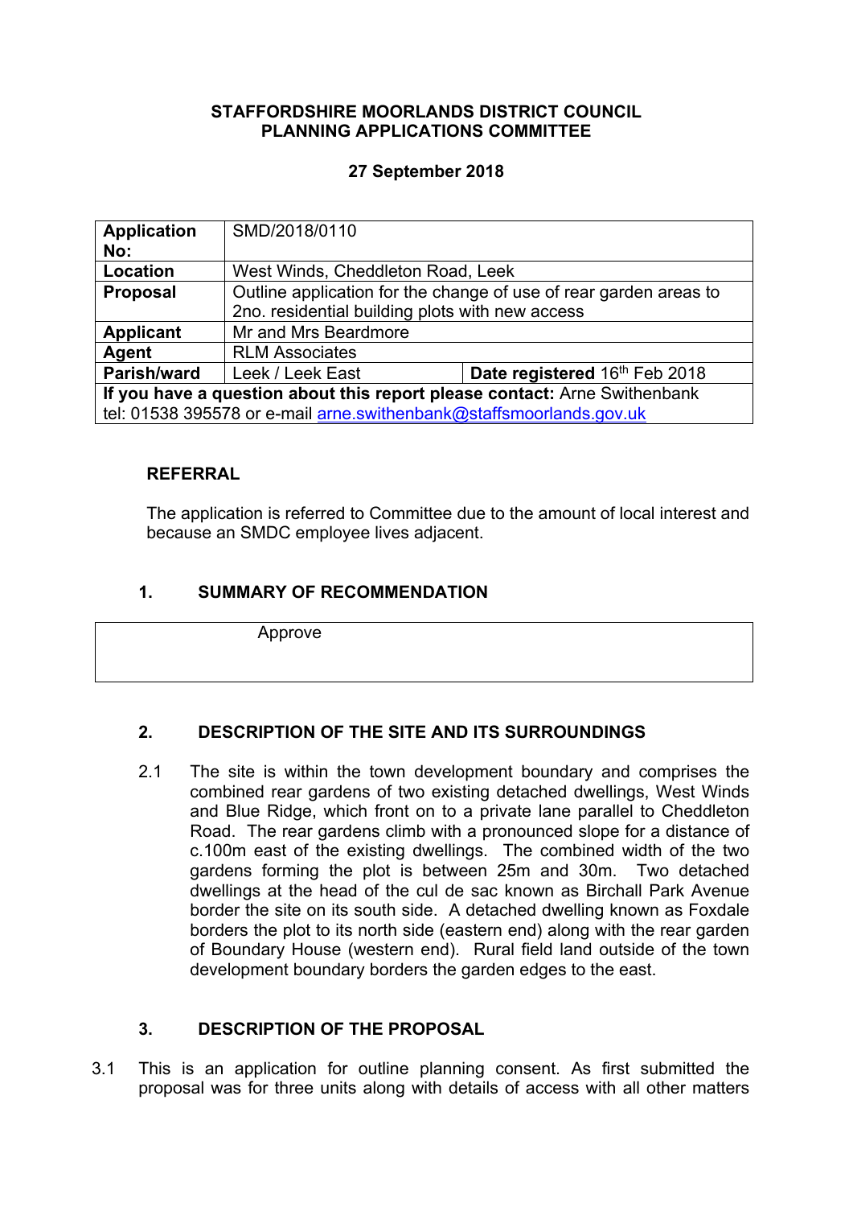**STAFFORDSHIRE MOORLANDS DISTRICT COUNCIL**
**PLANNING APPLICATIONS COMMITTEE**

**27 September 2018**

| **Application No:** | SMD/2018/0110 | |
|---|---|---|
| **Location** | West Winds, Cheddleton Road, Leek | |
| **Proposal** | Outline application for the change of use of rear garden areas to 2no. residential building plots with new access | |
| **Applicant** | Mr and Mrs Beardmore | |
| **Agent** | RLM Associates | |
| **Parish/ward** | Leek / Leek East | **Date registered** 16th Feb 2018 |
| **If you have a question about this report please contact:** Arne Swithenbank tel: 01538 395578 or e-mail arne.swithenbank@staffsmoorlands.gov.uk | | |

**REFERRAL**

The application is referred to Committee due to the amount of local interest and because an SMDC employee lives adjacent.

## 1. SUMMARY OF RECOMMENDATION

| Approve |
|---|

## 2. DESCRIPTION OF THE SITE AND ITS SURROUNDINGS

2.1 The site is within the town development boundary and comprises the combined rear gardens of two existing detached dwellings, West Winds and Blue Ridge, which front on to a private lane parallel to Cheddleton Road. The rear gardens climb with a pronounced slope for a distance of c.100m east of the existing dwellings. The combined width of the two gardens forming the plot is between 25m and 30m. Two detached dwellings at the head of the cul de sac known as Birchall Park Avenue border the site on its south side. A detached dwelling known as Foxdale borders the plot to its north side (eastern end) along with the rear garden of Boundary House (western end). Rural field land outside of the town development boundary borders the garden edges to the east.

## 3. DESCRIPTION OF THE PROPOSAL

3.1 This is an application for outline planning consent. As first submitted the proposal was for three units along with details of access with all other matters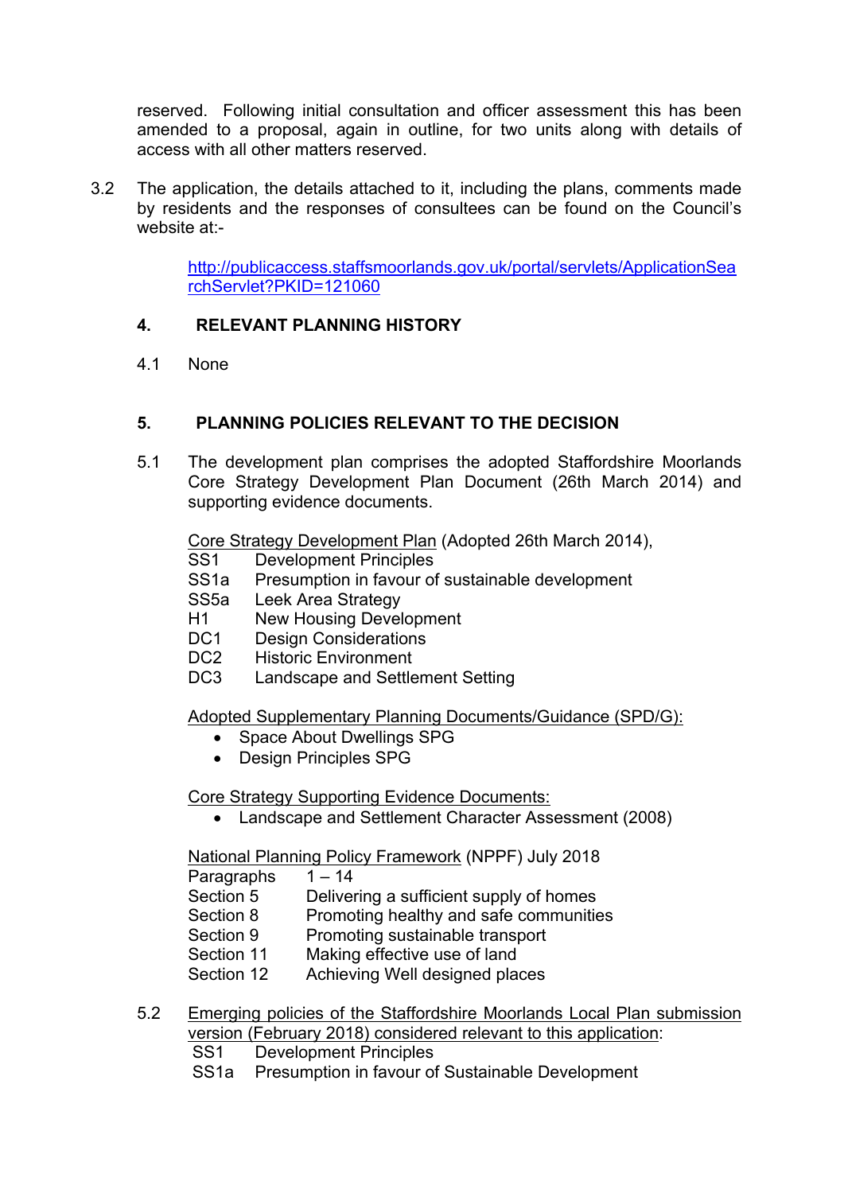reserved. Following initial consultation and officer assessment this has been amended to a proposal, again in outline, for two units along with details of access with all other matters reserved.

3.2 The application, the details attached to it, including the plans, comments made by residents and the responses of consultees can be found on the Council's website at:-

[http://publicaccess.staffsmoorlands.gov.uk/portal/servlets/ApplicationSearchServlet?PKID=121060](http://publicaccess.staffsmoorlands.gov.uk/portal/servlets/ApplicationSearchServlet?PKID=121060)

## 4. RELEVANT PLANNING HISTORY

4.1 None

## 5. PLANNING POLICIES RELEVANT TO THE DECISION

5.1 The development plan comprises the adopted Staffordshire Moorlands Core Strategy Development Plan Document (26th March 2014) and supporting evidence documents.

Core Strategy Development Plan (Adopted 26th March 2014),

- SS1 Development Principles
- SS1a Presumption in favour of sustainable development
- SS5a Leek Area Strategy
- H1 New Housing Development
- DC1 Design Considerations
- DC2 Historic Environment
- DC3 Landscape and Settlement Setting

Adopted Supplementary Planning Documents/Guidance (SPD/G):

- Space About Dwellings SPG
- Design Principles SPG

Core Strategy Supporting Evidence Documents:

- Landscape and Settlement Character Assessment (2008)

National Planning Policy Framework (NPPF) July 2018

- Paragraphs 1 – 14
- Section 5 Delivering a sufficient supply of homes
- Section 8 Promoting healthy and safe communities
- Section 9 Promoting sustainable transport
- Section 11 Making effective use of land
- Section 12 Achieving Well designed places

5.2 Emerging policies of the Staffordshire Moorlands Local Plan submission version (February 2018) considered relevant to this application:

- SS1 Development Principles
- SS1a Presumption in favour of Sustainable Development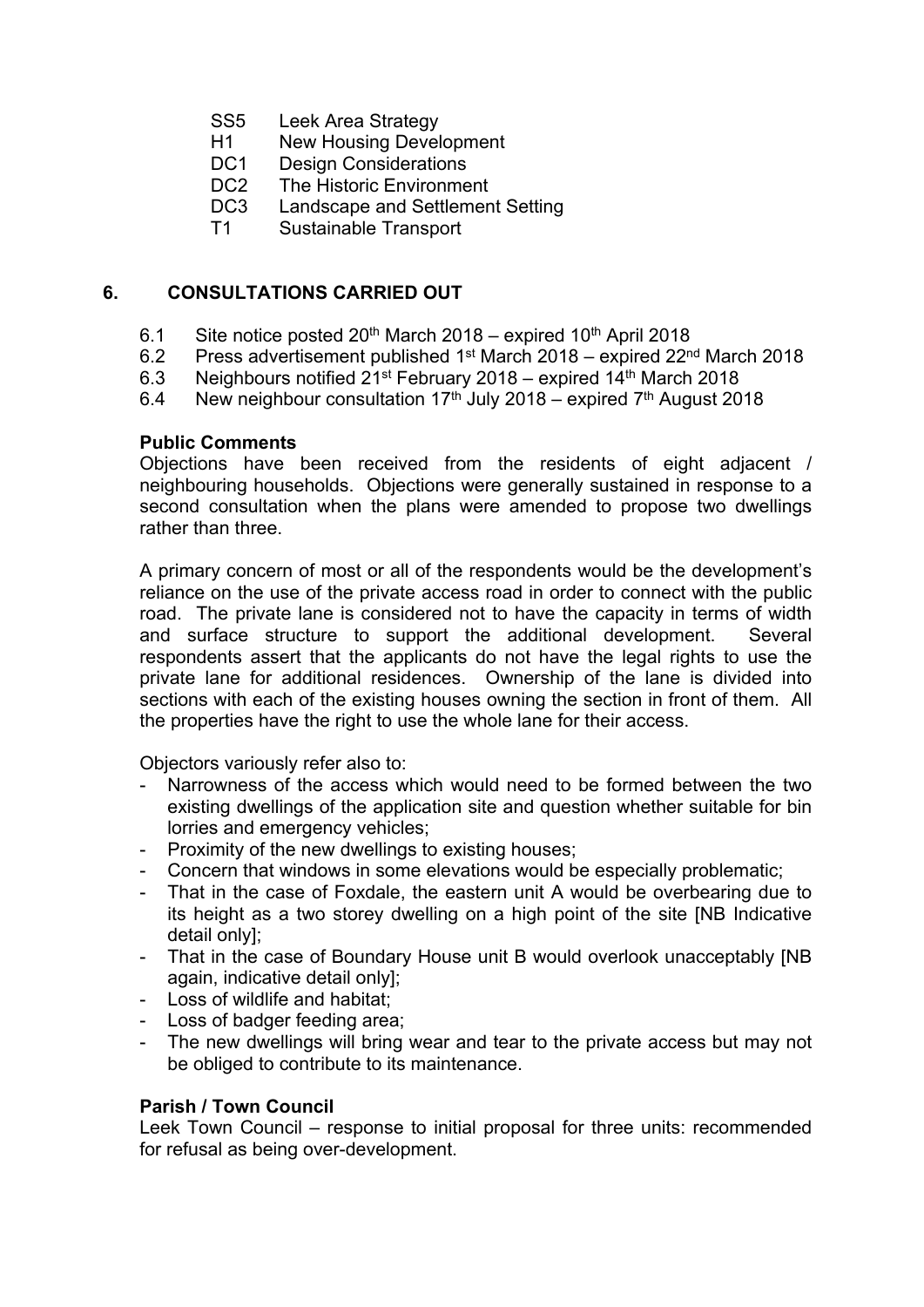- SS5 Leek Area Strategy
- H1 New Housing Development
- DC1 Design Considerations
- DC2 The Historic Environment
- DC3 Landscape and Settlement Setting
- T1 Sustainable Transport

## 6. CONSULTATIONS CARRIED OUT

6.1 Site notice posted 20th March 2018 – expired 10th April 2018

6.2 Press advertisement published 1st March 2018 – expired 22nd March 2018

6.3 Neighbours notified 21st February 2018 – expired 14th March 2018

6.4 New neighbour consultation 17th July 2018 – expired 7th August 2018

**Public Comments**

Objections have been received from the residents of eight adjacent / neighbouring households. Objections were generally sustained in response to a second consultation when the plans were amended to propose two dwellings rather than three.

A primary concern of most or all of the respondents would be the development's reliance on the use of the private access road in order to connect with the public road. The private lane is considered not to have the capacity in terms of width and surface structure to support the additional development. Several respondents assert that the applicants do not have the legal rights to use the private lane for additional residences. Ownership of the lane is divided into sections with each of the existing houses owning the section in front of them. All the properties have the right to use the whole lane for their access.

Objectors variously refer also to:

- Narrowness of the access which would need to be formed between the two existing dwellings of the application site and question whether suitable for bin lorries and emergency vehicles;
- Proximity of the new dwellings to existing houses;
- Concern that windows in some elevations would be especially problematic;
- That in the case of Foxdale, the eastern unit A would be overbearing due to its height as a two storey dwelling on a high point of the site [NB Indicative detail only];
- That in the case of Boundary House unit B would overlook unacceptably [NB again, indicative detail only];
- Loss of wildlife and habitat;
- Loss of badger feeding area;
- The new dwellings will bring wear and tear to the private access but may not be obliged to contribute to its maintenance.

**Parish / Town Council**

Leek Town Council – response to initial proposal for three units: recommended for refusal as being over-development.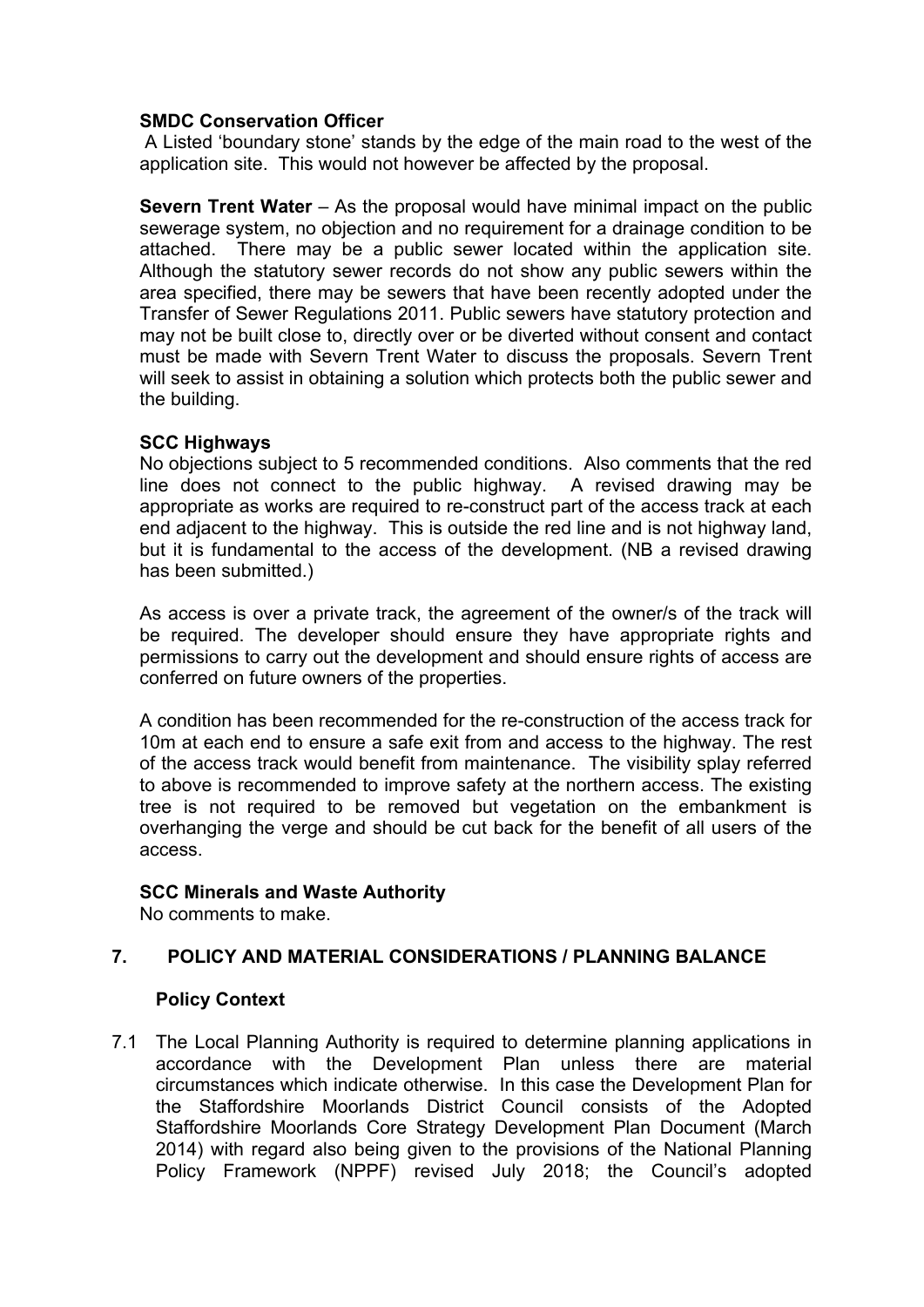**SMDC Conservation Officer**

A Listed 'boundary stone' stands by the edge of the main road to the west of the application site. This would not however be affected by the proposal.

**Severn Trent Water** – As the proposal would have minimal impact on the public sewerage system, no objection and no requirement for a drainage condition to be attached. There may be a public sewer located within the application site. Although the statutory sewer records do not show any public sewers within the area specified, there may be sewers that have been recently adopted under the Transfer of Sewer Regulations 2011. Public sewers have statutory protection and may not be built close to, directly over or be diverted without consent and contact must be made with Severn Trent Water to discuss the proposals. Severn Trent will seek to assist in obtaining a solution which protects both the public sewer and the building.

**SCC Highways**

No objections subject to 5 recommended conditions. Also comments that the red line does not connect to the public highway. A revised drawing may be appropriate as works are required to re-construct part of the access track at each end adjacent to the highway. This is outside the red line and is not highway land, but it is fundamental to the access of the development. (NB a revised drawing has been submitted.)

As access is over a private track, the agreement of the owner/s of the track will be required. The developer should ensure they have appropriate rights and permissions to carry out the development and should ensure rights of access are conferred on future owners of the properties.

A condition has been recommended for the re-construction of the access track for 10m at each end to ensure a safe exit from and access to the highway. The rest of the access track would benefit from maintenance. The visibility splay referred to above is recommended to improve safety at the northern access. The existing tree is not required to be removed but vegetation on the embankment is overhanging the verge and should be cut back for the benefit of all users of the access.

**SCC Minerals and Waste Authority**

No comments to make.

## 7. POLICY AND MATERIAL CONSIDERATIONS / PLANNING BALANCE

### Policy Context

7.1 The Local Planning Authority is required to determine planning applications in accordance with the Development Plan unless there are material circumstances which indicate otherwise. In this case the Development Plan for the Staffordshire Moorlands District Council consists of the Adopted Staffordshire Moorlands Core Strategy Development Plan Document (March 2014) with regard also being given to the provisions of the National Planning Policy Framework (NPPF) revised July 2018; the Council's adopted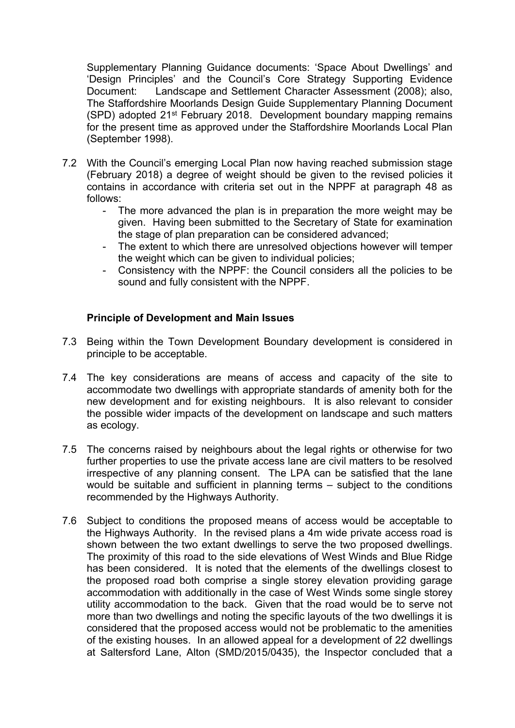Supplementary Planning Guidance documents: 'Space About Dwellings' and 'Design Principles' and the Council's Core Strategy Supporting Evidence Document: Landscape and Settlement Character Assessment (2008); also, The Staffordshire Moorlands Design Guide Supplementary Planning Document (SPD) adopted 21st February 2018. Development boundary mapping remains for the present time as approved under the Staffordshire Moorlands Local Plan (September 1998).

7.2 With the Council's emerging Local Plan now having reached submission stage (February 2018) a degree of weight should be given to the revised policies it contains in accordance with criteria set out in the NPPF at paragraph 48 as follows:

- The more advanced the plan is in preparation the more weight may be given. Having been submitted to the Secretary of State for examination the stage of plan preparation can be considered advanced;
- The extent to which there are unresolved objections however will temper the weight which can be given to individual policies;
- Consistency with the NPPF: the Council considers all the policies to be sound and fully consistent with the NPPF.

**Principle of Development and Main Issues**

7.3 Being within the Town Development Boundary development is considered in principle to be acceptable.

7.4 The key considerations are means of access and capacity of the site to accommodate two dwellings with appropriate standards of amenity both for the new development and for existing neighbours. It is also relevant to consider the possible wider impacts of the development on landscape and such matters as ecology.

7.5 The concerns raised by neighbours about the legal rights or otherwise for two further properties to use the private access lane are civil matters to be resolved irrespective of any planning consent. The LPA can be satisfied that the lane would be suitable and sufficient in planning terms – subject to the conditions recommended by the Highways Authority.

7.6 Subject to conditions the proposed means of access would be acceptable to the Highways Authority. In the revised plans a 4m wide private access road is shown between the two extant dwellings to serve the two proposed dwellings. The proximity of this road to the side elevations of West Winds and Blue Ridge has been considered. It is noted that the elements of the dwellings closest to the proposed road both comprise a single storey elevation providing garage accommodation with additionally in the case of West Winds some single storey utility accommodation to the back. Given that the road would be to serve not more than two dwellings and noting the specific layouts of the two dwellings it is considered that the proposed access would not be problematic to the amenities of the existing houses. In an allowed appeal for a development of 22 dwellings at Saltersford Lane, Alton (SMD/2015/0435), the Inspector concluded that a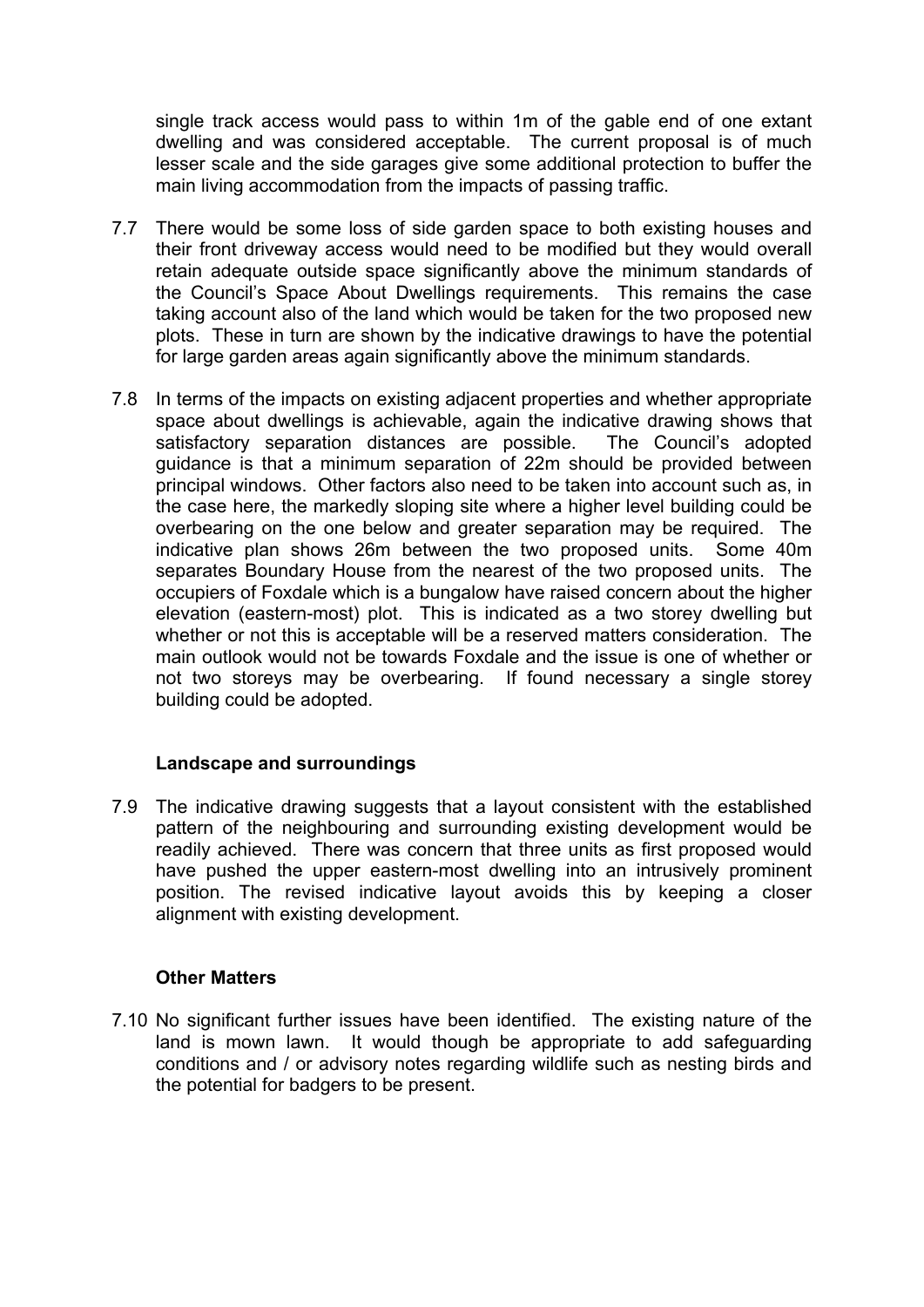single track access would pass to within 1m of the gable end of one extant dwelling and was considered acceptable. The current proposal is of much lesser scale and the side garages give some additional protection to buffer the main living accommodation from the impacts of passing traffic.

7.7 There would be some loss of side garden space to both existing houses and their front driveway access would need to be modified but they would overall retain adequate outside space significantly above the minimum standards of the Council's Space About Dwellings requirements. This remains the case taking account also of the land which would be taken for the two proposed new plots. These in turn are shown by the indicative drawings to have the potential for large garden areas again significantly above the minimum standards.

7.8 In terms of the impacts on existing adjacent properties and whether appropriate space about dwellings is achievable, again the indicative drawing shows that satisfactory separation distances are possible. The Council's adopted guidance is that a minimum separation of 22m should be provided between principal windows. Other factors also need to be taken into account such as, in the case here, the markedly sloping site where a higher level building could be overbearing on the one below and greater separation may be required. The indicative plan shows 26m between the two proposed units. Some 40m separates Boundary House from the nearest of the two proposed units. The occupiers of Foxdale which is a bungalow have raised concern about the higher elevation (eastern-most) plot. This is indicated as a two storey dwelling but whether or not this is acceptable will be a reserved matters consideration. The main outlook would not be towards Foxdale and the issue is one of whether or not two storeys may be overbearing. If found necessary a single storey building could be adopted.

**Landscape and surroundings**

7.9 The indicative drawing suggests that a layout consistent with the established pattern of the neighbouring and surrounding existing development would be readily achieved. There was concern that three units as first proposed would have pushed the upper eastern-most dwelling into an intrusively prominent position. The revised indicative layout avoids this by keeping a closer alignment with existing development.

**Other Matters**

7.10 No significant further issues have been identified. The existing nature of the land is mown lawn. It would though be appropriate to add safeguarding conditions and / or advisory notes regarding wildlife such as nesting birds and the potential for badgers to be present.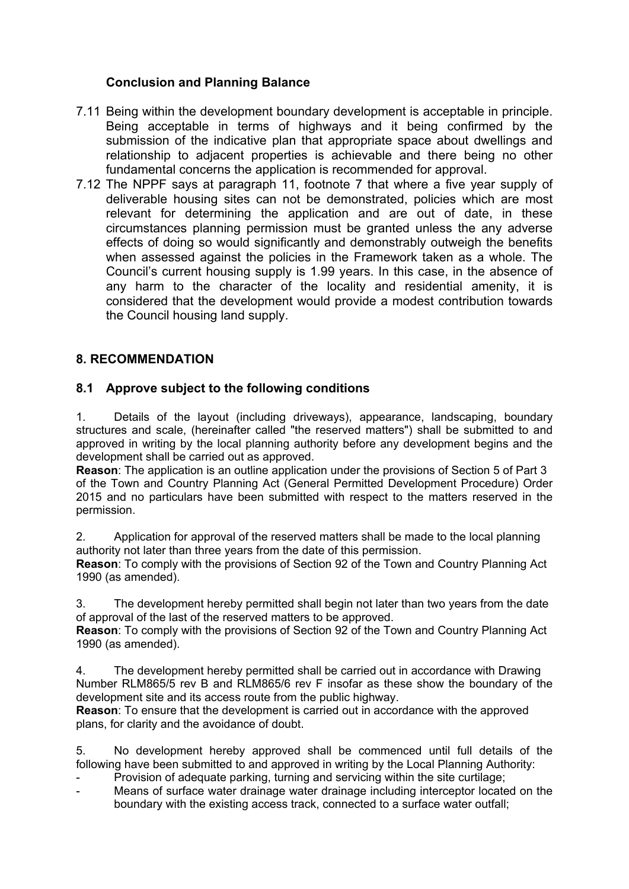### Conclusion and Planning Balance

7.11 Being within the development boundary development is acceptable in principle. Being acceptable in terms of highways and it being confirmed by the submission of the indicative plan that appropriate space about dwellings and relationship to adjacent properties is achievable and there being no other fundamental concerns the application is recommended for approval.

7.12 The NPPF says at paragraph 11, footnote 7 that where a five year supply of deliverable housing sites can not be demonstrated, policies which are most relevant for determining the application and are out of date, in these circumstances planning permission must be granted unless the any adverse effects of doing so would significantly and demonstrably outweigh the benefits when assessed against the policies in the Framework taken as a whole. The Council's current housing supply is 1.99 years. In this case, in the absence of any harm to the character of the locality and residential amenity, it is considered that the development would provide a modest contribution towards the Council housing land supply.

## 8. RECOMMENDATION

### 8.1 Approve subject to the following conditions

1. Details of the layout (including driveways), appearance, landscaping, boundary structures and scale, (hereinafter called "the reserved matters") shall be submitted to and approved in writing by the local planning authority before any development begins and the development shall be carried out as approved.
**Reason**: The application is an outline application under the provisions of Section 5 of Part 3 of the Town and Country Planning Act (General Permitted Development Procedure) Order 2015 and no particulars have been submitted with respect to the matters reserved in the permission.

2. Application for approval of the reserved matters shall be made to the local planning authority not later than three years from the date of this permission.
**Reason**: To comply with the provisions of Section 92 of the Town and Country Planning Act 1990 (as amended).

3. The development hereby permitted shall begin not later than two years from the date of approval of the last of the reserved matters to be approved.
**Reason**: To comply with the provisions of Section 92 of the Town and Country Planning Act 1990 (as amended).

4. The development hereby permitted shall be carried out in accordance with Drawing Number RLM865/5 rev B and RLM865/6 rev F insofar as these show the boundary of the development site and its access route from the public highway.
**Reason**: To ensure that the development is carried out in accordance with the approved plans, for clarity and the avoidance of doubt.

5. No development hereby approved shall be commenced until full details of the following have been submitted to and approved in writing by the Local Planning Authority:
   - Provision of adequate parking, turning and servicing within the site curtilage;
   - Means of surface water drainage water drainage including interceptor located on the boundary with the existing access track, connected to a surface water outfall;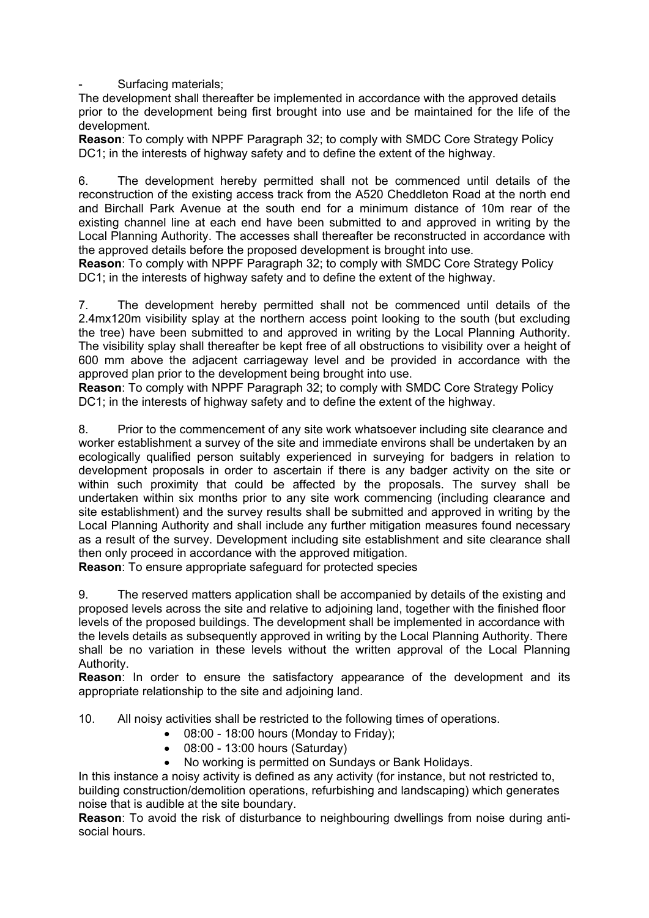- Surfacing materials;

The development shall thereafter be implemented in accordance with the approved details prior to the development being first brought into use and be maintained for the life of the development.

**Reason**: To comply with NPPF Paragraph 32; to comply with SMDC Core Strategy Policy DC1; in the interests of highway safety and to define the extent of the highway.

6. The development hereby permitted shall not be commenced until details of the reconstruction of the existing access track from the A520 Cheddleton Road at the north end and Birchall Park Avenue at the south end for a minimum distance of 10m rear of the existing channel line at each end have been submitted to and approved in writing by the Local Planning Authority. The accesses shall thereafter be reconstructed in accordance with the approved details before the proposed development is brought into use.

**Reason**: To comply with NPPF Paragraph 32; to comply with SMDC Core Strategy Policy DC1; in the interests of highway safety and to define the extent of the highway.

7. The development hereby permitted shall not be commenced until details of the 2.4mx120m visibility splay at the northern access point looking to the south (but excluding the tree) have been submitted to and approved in writing by the Local Planning Authority. The visibility splay shall thereafter be kept free of all obstructions to visibility over a height of 600 mm above the adjacent carriageway level and be provided in accordance with the approved plan prior to the development being brought into use.

**Reason**: To comply with NPPF Paragraph 32; to comply with SMDC Core Strategy Policy DC1; in the interests of highway safety and to define the extent of the highway.

8. Prior to the commencement of any site work whatsoever including site clearance and worker establishment a survey of the site and immediate environs shall be undertaken by an ecologically qualified person suitably experienced in surveying for badgers in relation to development proposals in order to ascertain if there is any badger activity on the site or within such proximity that could be affected by the proposals. The survey shall be undertaken within six months prior to any site work commencing (including clearance and site establishment) and the survey results shall be submitted and approved in writing by the Local Planning Authority and shall include any further mitigation measures found necessary as a result of the survey. Development including site establishment and site clearance shall then only proceed in accordance with the approved mitigation.

**Reason**: To ensure appropriate safeguard for protected species

9. The reserved matters application shall be accompanied by details of the existing and proposed levels across the site and relative to adjoining land, together with the finished floor levels of the proposed buildings. The development shall be implemented in accordance with the levels details as subsequently approved in writing by the Local Planning Authority. There shall be no variation in these levels without the written approval of the Local Planning Authority.

**Reason**: In order to ensure the satisfactory appearance of the development and its appropriate relationship to the site and adjoining land.

10. All noisy activities shall be restricted to the following times of operations.

- 08:00 - 18:00 hours (Monday to Friday);
- 08:00 - 13:00 hours (Saturday)
- No working is permitted on Sundays or Bank Holidays.

In this instance a noisy activity is defined as any activity (for instance, but not restricted to, building construction/demolition operations, refurbishing and landscaping) which generates noise that is audible at the site boundary.

**Reason**: To avoid the risk of disturbance to neighbouring dwellings from noise during anti-social hours.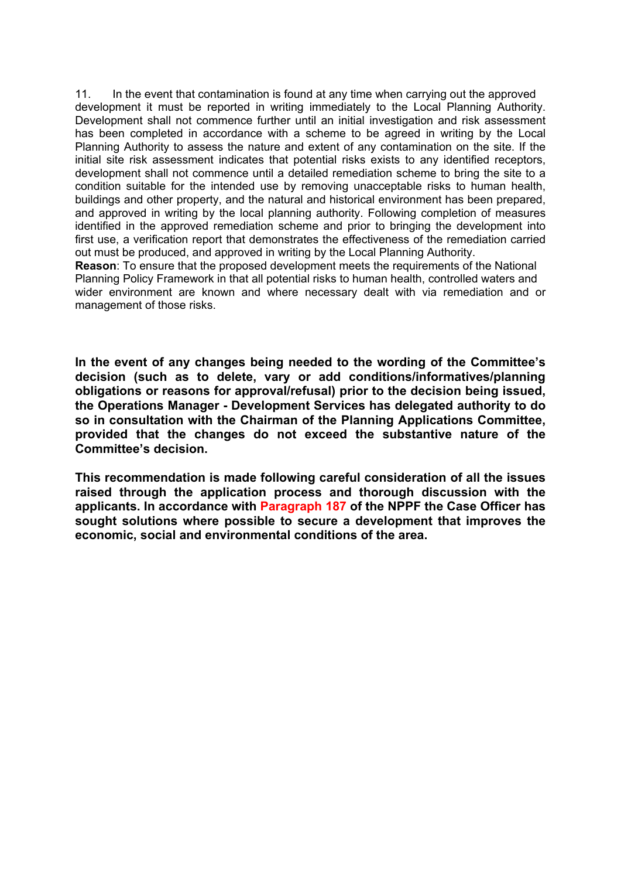11. In the event that contamination is found at any time when carrying out the approved development it must be reported in writing immediately to the Local Planning Authority. Development shall not commence further until an initial investigation and risk assessment has been completed in accordance with a scheme to be agreed in writing by the Local Planning Authority to assess the nature and extent of any contamination on the site. If the initial site risk assessment indicates that potential risks exists to any identified receptors, development shall not commence until a detailed remediation scheme to bring the site to a condition suitable for the intended use by removing unacceptable risks to human health, buildings and other property, and the natural and historical environment has been prepared, and approved in writing by the local planning authority. Following completion of measures identified in the approved remediation scheme and prior to bringing the development into first use, a verification report that demonstrates the effectiveness of the remediation carried out must be produced, and approved in writing by the Local Planning Authority.

**Reason**: To ensure that the proposed development meets the requirements of the National Planning Policy Framework in that all potential risks to human health, controlled waters and wider environment are known and where necessary dealt with via remediation and or management of those risks.

**In the event of any changes being needed to the wording of the Committee's decision (such as to delete, vary or add conditions/informatives/planning obligations or reasons for approval/refusal) prior to the decision being issued, the Operations Manager - Development Services has delegated authority to do so in consultation with the Chairman of the Planning Applications Committee, provided that the changes do not exceed the substantive nature of the Committee's decision.**

**This recommendation is made following careful consideration of all the issues raised through the application process and thorough discussion with the applicants. In accordance with Paragraph 187 of the NPPF the Case Officer has sought solutions where possible to secure a development that improves the economic, social and environmental conditions of the area.**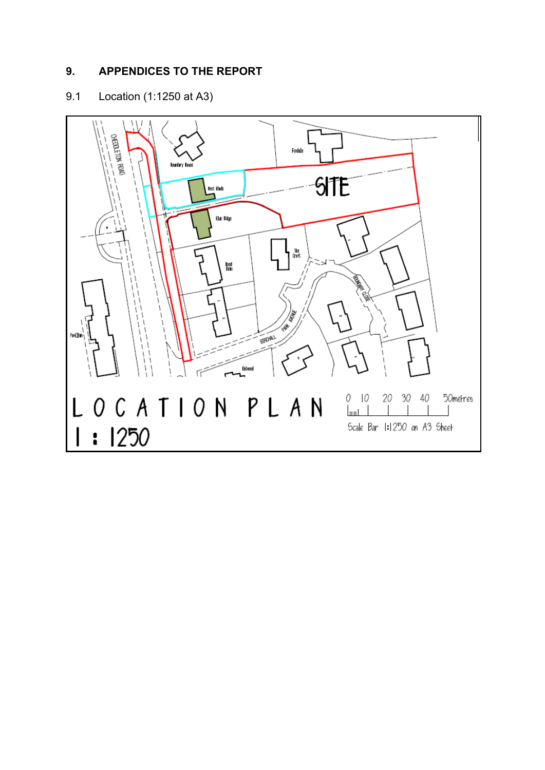## 9. APPENDICES TO THE REPORT

9.1 Location (1:1250 at A3)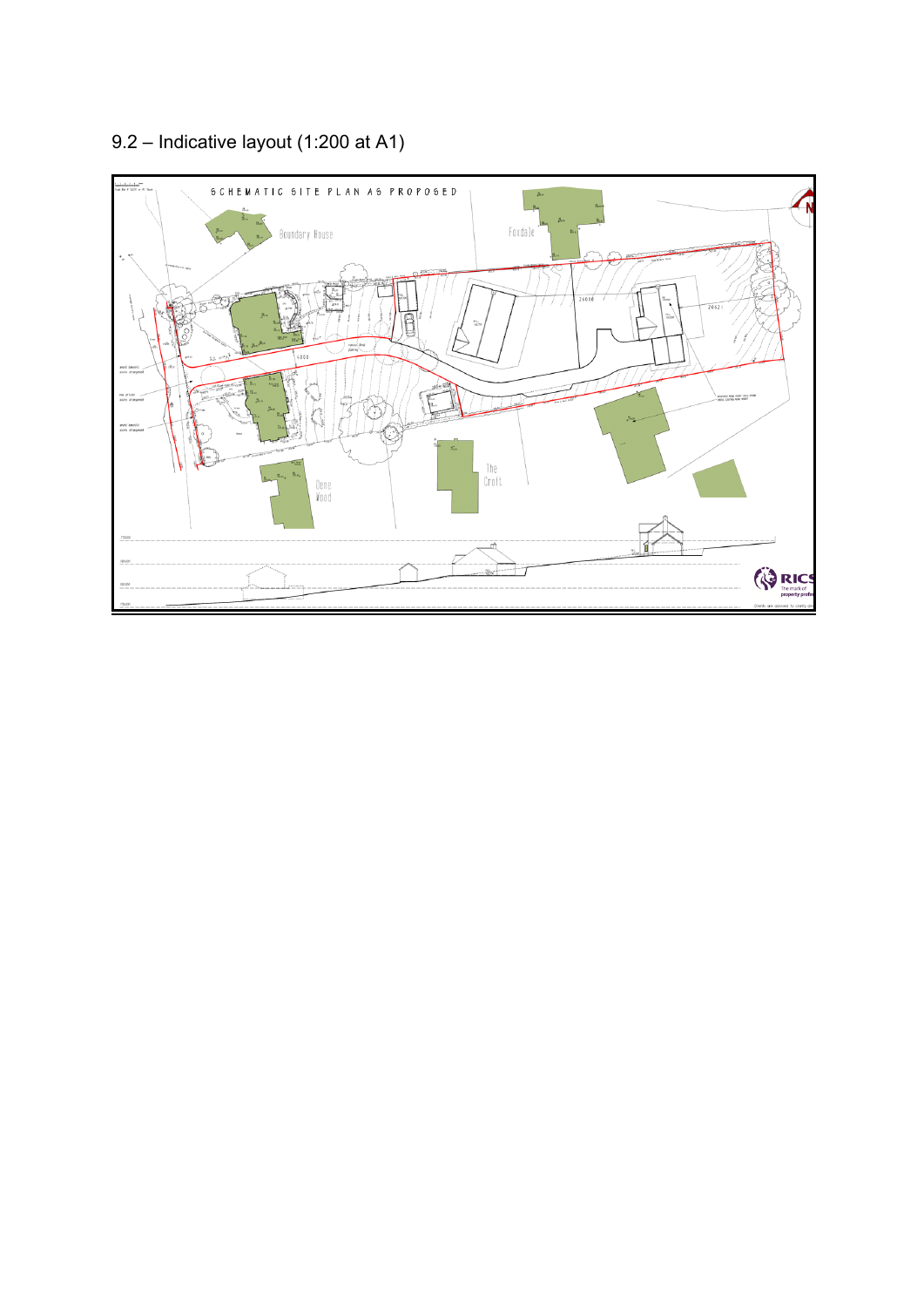9.2 – Indicative layout (1:200 at A1)

SCHEMATIC SITE PLAN AS PROPOSED

Boundary House

Foxdale

Dene Wood

The Croft

RICS